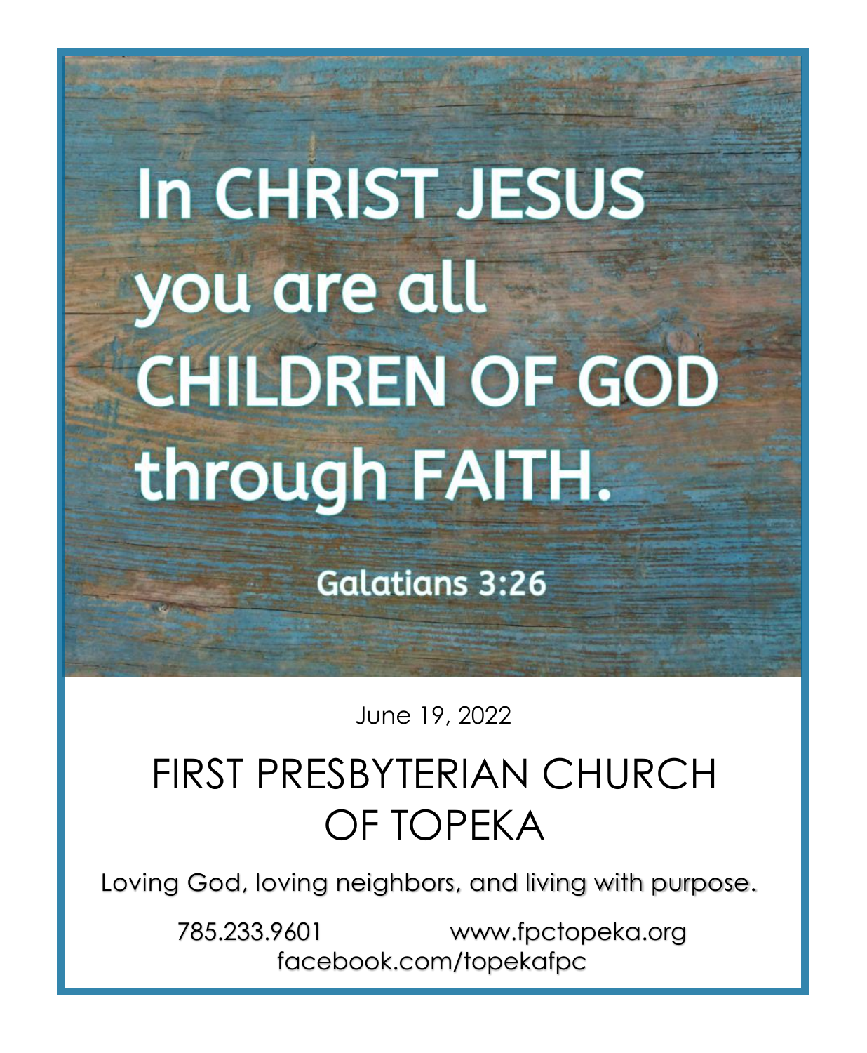In CHRIST JESUS you are all CHILDREN OF GOD through FAITH.

Galatians 3:26

June 19, 2022

# FIRST PRESBYTERIAN CHURCH OF TOPEKA

Loving God, loving neighbors, and living with purpose.

785.233.9601 www.fpctopeka.org
facebook.com/topekafpc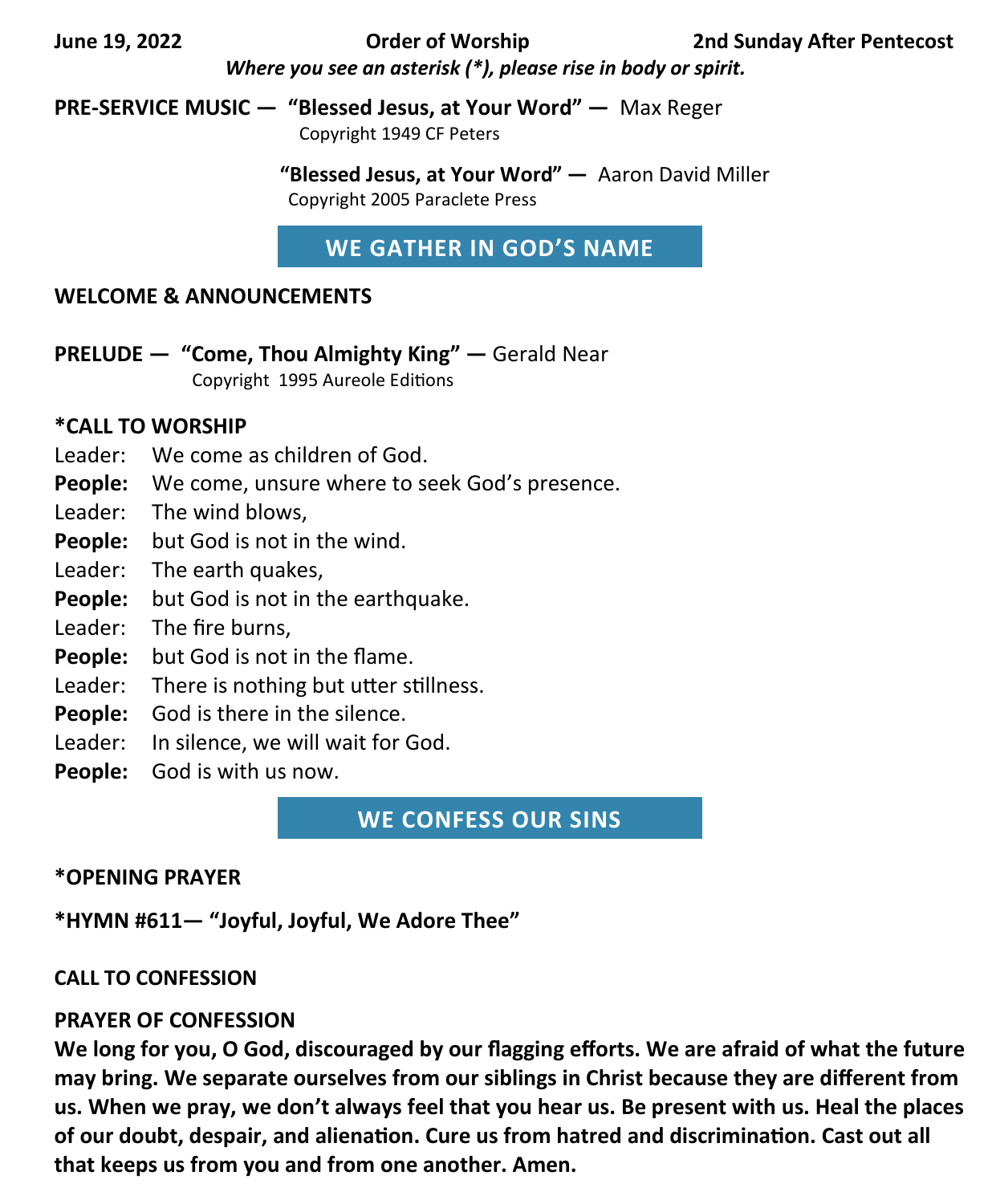**June 19, 2022** **Order of Worship** **2nd Sunday After Pentecost**

***Where you see an asterisk (*), please rise in body or spirit.***

**PRE-SERVICE MUSIC — "Blessed Jesus, at Your Word" —** Max Reger
Copyright 1949 CF Peters

**"Blessed Jesus, at Your Word" —** Aaron David Miller
Copyright 2005 Paraclete Press

## WE GATHER IN GOD'S NAME

**WELCOME & ANNOUNCEMENTS**

**PRELUDE — "Come, Thou Almighty King" —** Gerald Near
Copyright 1995 Aureole Editions

**\*CALL TO WORSHIP**

Leader: We come as children of God.
**People:** We come, unsure where to seek God's presence.
Leader: The wind blows,
**People:** but God is not in the wind.
Leader: The earth quakes,
**People:** but God is not in the earthquake.
Leader: The fire burns,
**People:** but God is not in the flame.
Leader: There is nothing but utter stillness.
**People:** God is there in the silence.
Leader: In silence, we will wait for God.
**People:** God is with us now.

## WE CONFESS OUR SINS

**\*OPENING PRAYER**

**\*HYMN #611— "Joyful, Joyful, We Adore Thee"**

**CALL TO CONFESSION**

**PRAYER OF CONFESSION**

**We long for you, O God, discouraged by our flagging efforts. We are afraid of what the future may bring. We separate ourselves from our siblings in Christ because they are different from us. When we pray, we don't always feel that you hear us. Be present with us. Heal the places of our doubt, despair, and alienation. Cure us from hatred and discrimination. Cast out all that keeps us from you and from one another. Amen.**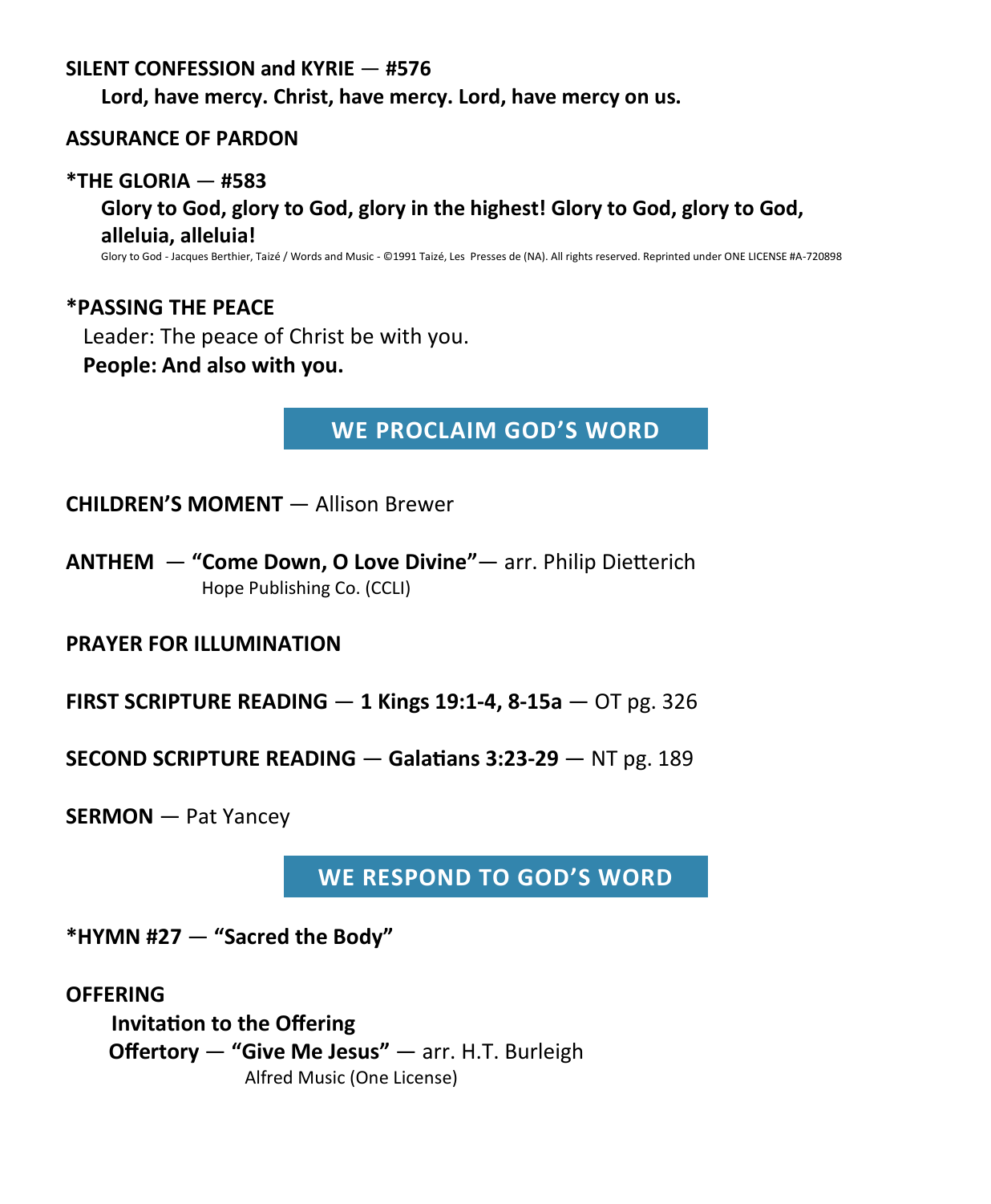**SILENT CONFESSION and KYRIE** — **#576**

**Lord, have mercy. Christ, have mercy. Lord, have mercy on us.**

**ASSURANCE OF PARDON**

***THE GLORIA** — **#583**

**Glory to God, glory to God, glory in the highest! Glory to God, glory to God, alleluia, alleluia!**

Glory to God - Jacques Berthier, Taizé / Words and Music - ©1991 Taizé, Les Presses de (NA). All rights reserved. Reprinted under ONE LICENSE #A-720898

***PASSING THE PEACE**

Leader: The peace of Christ be with you.

**People: And also with you.**

## WE PROCLAIM GOD'S WORD

**CHILDREN'S MOMENT** — Allison Brewer

**ANTHEM** — **"Come Down, O Love Divine"**— arr. Philip Dietterich
Hope Publishing Co. (CCLI)

**PRAYER FOR ILLUMINATION**

**FIRST SCRIPTURE READING** — **1 Kings 19:1-4, 8-15a** — OT pg. 326

**SECOND SCRIPTURE READING** — **Galatians 3:23-29** — NT pg. 189

**SERMON** — Pat Yancey

## WE RESPOND TO GOD'S WORD

***HYMN #27** — **"Sacred the Body"**

**OFFERING**

**Invitation to the Offering**

**Offertory** — **"Give Me Jesus"** — arr. H.T. Burleigh
Alfred Music (One License)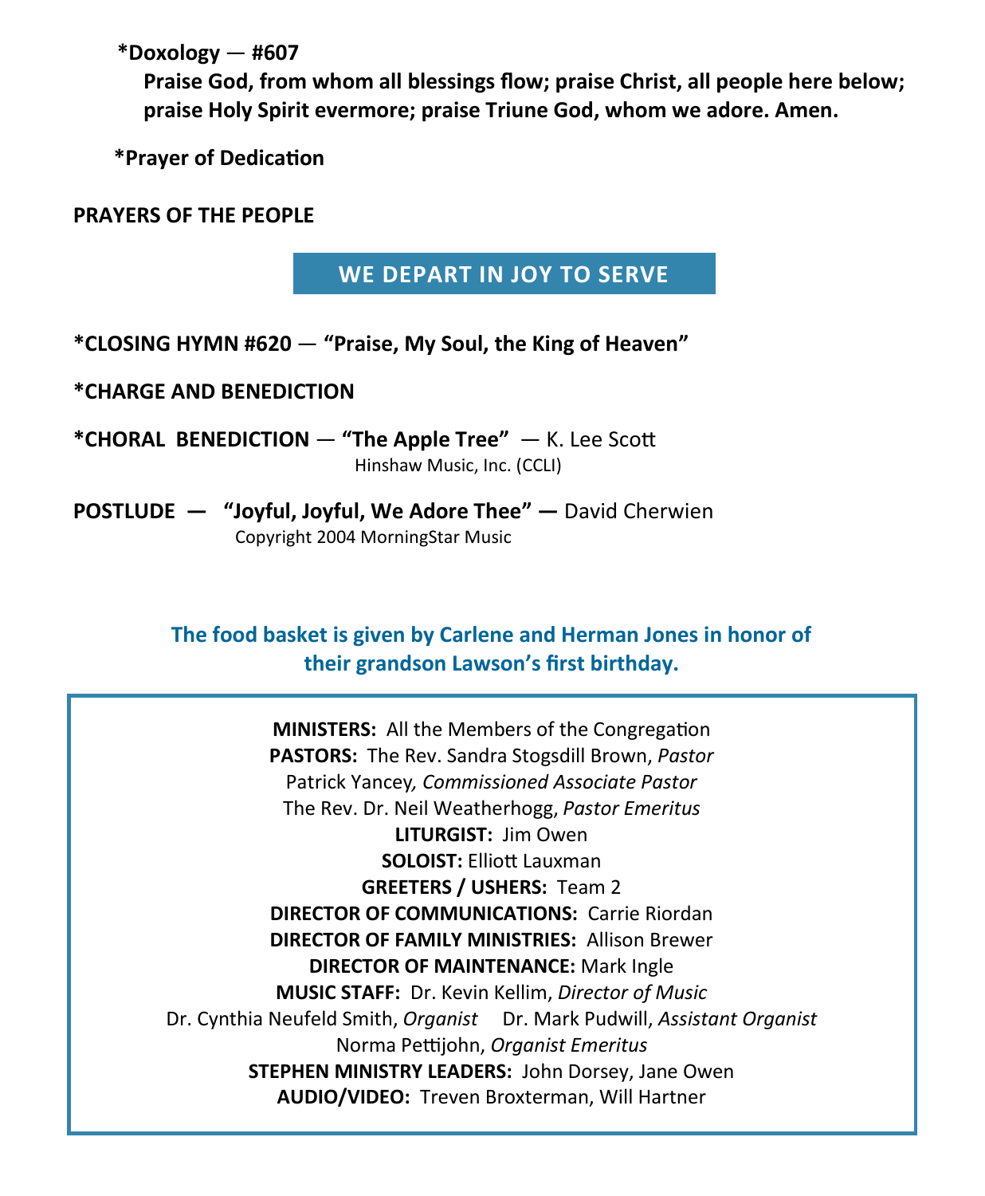**\*Doxology** — **#607**

**Praise God, from whom all blessings flow; praise Christ, all people here below; praise Holy Spirit evermore; praise Triune God, whom we adore. Amen.**

**\*Prayer of Dedication**

**PRAYERS OF THE PEOPLE**

## WE DEPART IN JOY TO SERVE

**\*CLOSING HYMN #620** — **"Praise, My Soul, the King of Heaven"**

**\*CHARGE AND BENEDICTION**

**\*CHORAL BENEDICTION** — **"The Apple Tree"** — K. Lee Scott
Hinshaw Music, Inc. (CCLI)

**POSTLUDE — "Joyful, Joyful, We Adore Thee" —** David Cherwien
Copyright 2004 MorningStar Music

**The food basket is given by Carlene and Herman Jones in honor of their grandson Lawson's first birthday.**

**MINISTERS:** All the Members of the Congregation
**PASTORS:** The Rev. Sandra Stogsdill Brown, *Pastor*
Patrick Yancey*, Commissioned Associate Pastor*
The Rev. Dr. Neil Weatherhogg, *Pastor Emeritus*
**LITURGIST:** Jim Owen
**SOLOIST:** Elliott Lauxman
**GREETERS / USHERS:** Team 2
**DIRECTOR OF COMMUNICATIONS:** Carrie Riordan
**DIRECTOR OF FAMILY MINISTRIES:** Allison Brewer
**DIRECTOR OF MAINTENANCE:** Mark Ingle
**MUSIC STAFF:** Dr. Kevin Kellim, *Director of Music*
Dr. Cynthia Neufeld Smith, *Organist* Dr. Mark Pudwill, *Assistant Organist*
Norma Pettijohn, *Organist Emeritus*
**STEPHEN MINISTRY LEADERS:** John Dorsey, Jane Owen
**AUDIO/VIDEO:** Treven Broxterman, Will Hartner